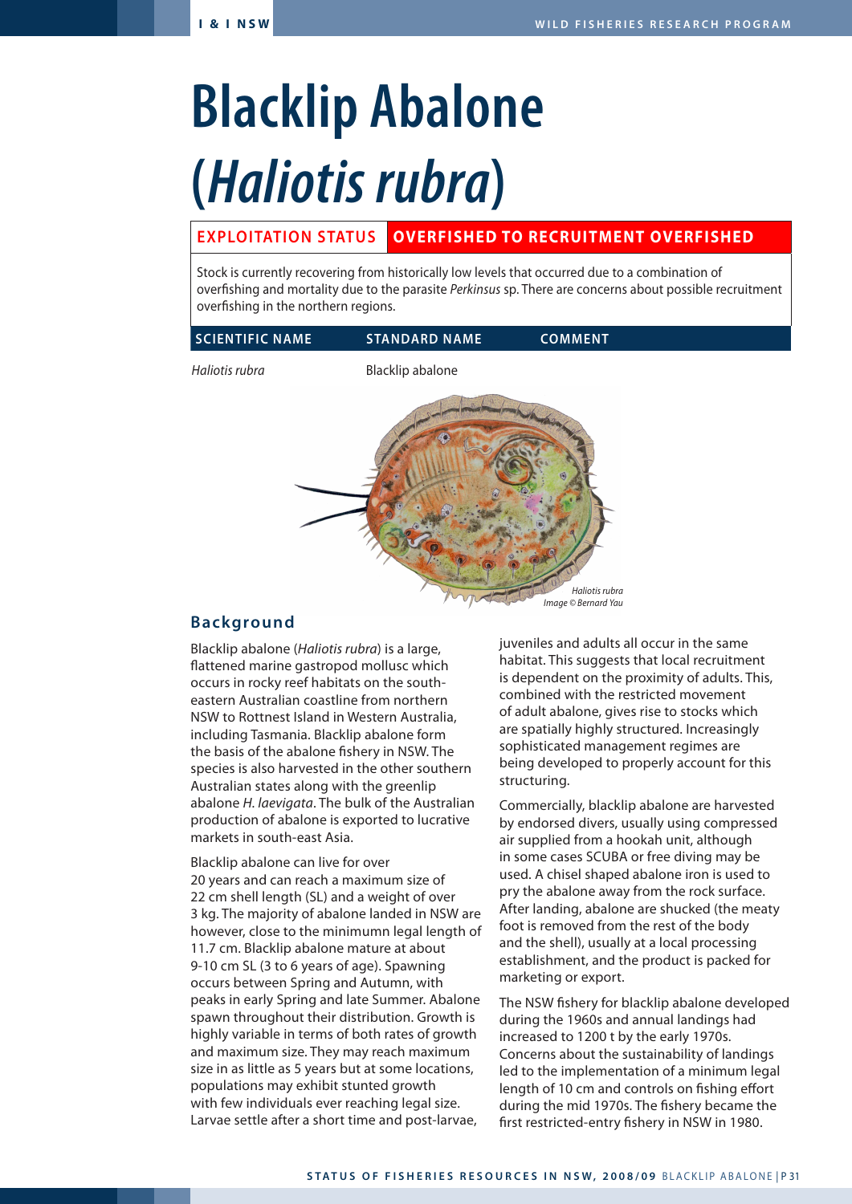# Blacklip Abalone (*Haliotis rubra*)

| EXPLOITATION STATUS | OVERFISHED TO RECRUITMENT OVERFISHED |
| --- | --- |

Stock is currently recovering from historically low levels that occurred due to a combination of overfishing and mortality due to the parasite *Perkinsus* sp. There are concerns about possible recruitment overfishing in the northern regions.

| SCIENTIFIC NAME | STANDARD NAME | COMMENT |
| --- | --- | --- |
| *Haliotis rubra* | Blacklip abalone | |

*Haliotis rubra*
*Image © Bernard Yau*

## Background

Blacklip abalone (*Haliotis rubra*) is a large, flattened marine gastropod mollusc which occurs in rocky reef habitats on the south-eastern Australian coastline from northern NSW to Rottnest Island in Western Australia, including Tasmania. Blacklip abalone form the basis of the abalone fishery in NSW. The species is also harvested in the other southern Australian states along with the greenlip abalone *H. laevigata*. The bulk of the Australian production of abalone is exported to lucrative markets in south-east Asia.

Blacklip abalone can live for over 20 years and can reach a maximum size of 22 cm shell length (SL) and a weight of over 3 kg. The majority of abalone landed in NSW are however, close to the minimumn legal length of 11.7 cm. Blacklip abalone mature at about 9-10 cm SL (3 to 6 years of age). Spawning occurs between Spring and Autumn, with peaks in early Spring and late Summer. Abalone spawn throughout their distribution. Growth is highly variable in terms of both rates of growth and maximum size. They may reach maximum size in as little as 5 years but at some locations, populations may exhibit stunted growth with few individuals ever reaching legal size. Larvae settle after a short time and post-larvae, juveniles and adults all occur in the same habitat. This suggests that local recruitment is dependent on the proximity of adults. This, combined with the restricted movement of adult abalone, gives rise to stocks which are spatially highly structured. Increasingly sophisticated management regimes are being developed to properly account for this structuring.

Commercially, blacklip abalone are harvested by endorsed divers, usually using compressed air supplied from a hookah unit, although in some cases SCUBA or free diving may be used. A chisel shaped abalone iron is used to pry the abalone away from the rock surface. After landing, abalone are shucked (the meaty foot is removed from the rest of the body and the shell), usually at a local processing establishment, and the product is packed for marketing or export.

The NSW fishery for blacklip abalone developed during the 1960s and annual landings had increased to 1200 t by the early 1970s. Concerns about the sustainability of landings led to the implementation of a minimum legal length of 10 cm and controls on fishing effort during the mid 1970s. The fishery became the first restricted-entry fishery in NSW in 1980.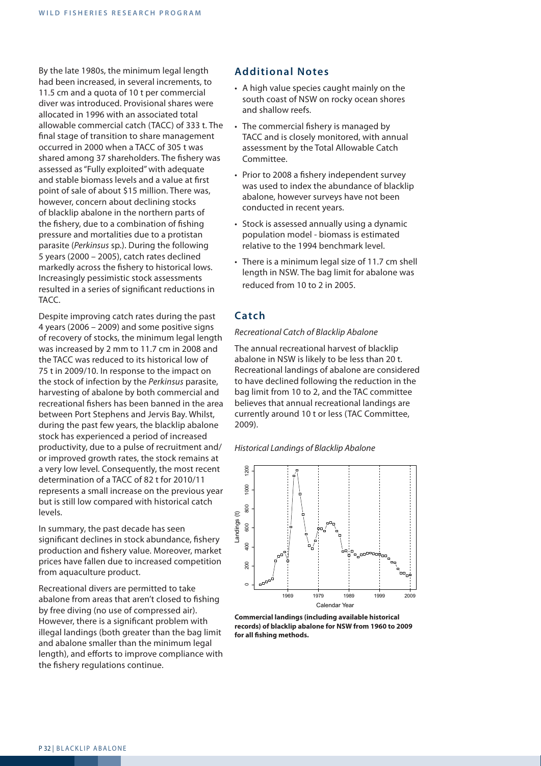By the late 1980s, the minimum legal length had been increased, in several increments, to 11.5 cm and a quota of 10 t per commercial diver was introduced. Provisional shares were allocated in 1996 with an associated total allowable commercial catch (TACC) of 333 t. The final stage of transition to share management occurred in 2000 when a TACC of 305 t was shared among 37 shareholders. The fishery was assessed as "Fully exploited" with adequate and stable biomass levels and a value at first point of sale of about $15 million. There was, however, concern about declining stocks of blacklip abalone in the northern parts of the fishery, due to a combination of fishing pressure and mortalities due to a protistan parasite (*Perkinsus* sp.). During the following 5 years (2000 – 2005), catch rates declined markedly across the fishery to historical lows. Increasingly pessimistic stock assessments resulted in a series of significant reductions in TACC.

Despite improving catch rates during the past 4 years (2006 – 2009) and some positive signs of recovery of stocks, the minimum legal length was increased by 2 mm to 11.7 cm in 2008 and the TACC was reduced to its historical low of 75 t in 2009/10. In response to the impact on the stock of infection by the *Perkinsus* parasite, harvesting of abalone by both commercial and recreational fishers has been banned in the area between Port Stephens and Jervis Bay. Whilst, during the past few years, the blacklip abalone stock has experienced a period of increased productivity, due to a pulse of recruitment and/or improved growth rates, the stock remains at a very low level. Consequently, the most recent determination of a TACC of 82 t for 2010/11 represents a small increase on the previous year but is still low compared with historical catch levels.

In summary, the past decade has seen significant declines in stock abundance, fishery production and fishery value. Moreover, market prices have fallen due to increased competition from aquaculture product.

Recreational divers are permitted to take abalone from areas that aren't closed to fishing by free diving (no use of compressed air). However, there is a significant problem with illegal landings (both greater than the bag limit and abalone smaller than the minimum legal length), and efforts to improve compliance with the fishery regulations continue.

## Additional Notes

- A high value species caught mainly on the south coast of NSW on rocky ocean shores and shallow reefs.
- The commercial fishery is managed by TACC and is closely monitored, with annual assessment by the Total Allowable Catch Committee.
- Prior to 2008 a fishery independent survey was used to index the abundance of blacklip abalone, however surveys have not been conducted in recent years.
- Stock is assessed annually using a dynamic population model - biomass is estimated relative to the 1994 benchmark level.
- There is a minimum legal size of 11.7 cm shell length in NSW. The bag limit for abalone was reduced from 10 to 2 in 2005.

## Catch

*Recreational Catch of Blacklip Abalone*

The annual recreational harvest of blacklip abalone in NSW is likely to be less than 20 t. Recreational landings of abalone are considered to have declined following the reduction in the bag limit from 10 to 2, and the TAC committee believes that annual recreational landings are currently around 10 t or less (TAC Committee, 2009).

*Historical Landings of Blacklip Abalone*

**Commercial landings (including available historical records) of blacklip abalone for NSW from 1960 to 2009 for all fishing methods.**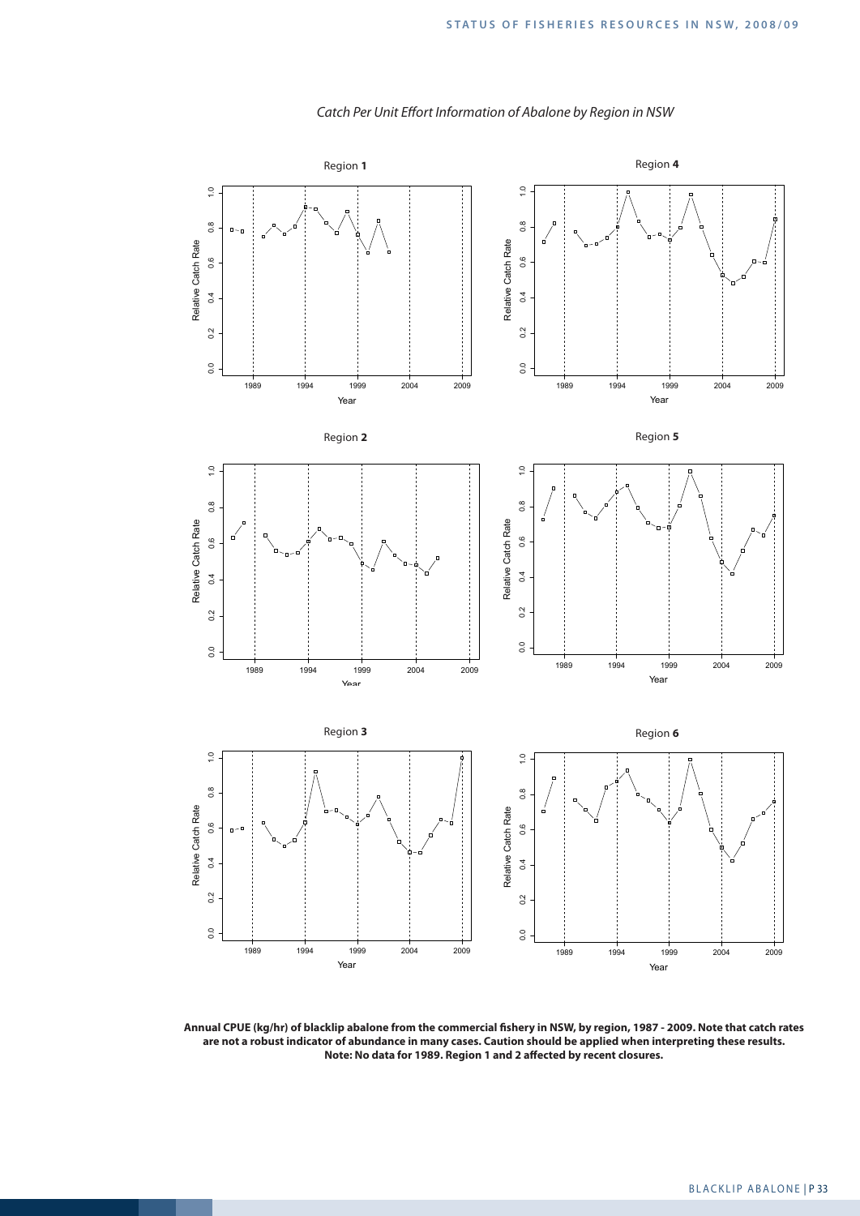*Catch Per Unit Effort Information of Abalone by Region in NSW*

**Annual CPUE (kg/hr) of blacklip abalone from the commercial fishery in NSW, by region, 1987 - 2009. Note that catch rates are not a robust indicator of abundance in many cases. Caution should be applied when interpreting these results. Note: No data for 1989. Region 1 and 2 affected by recent closures.**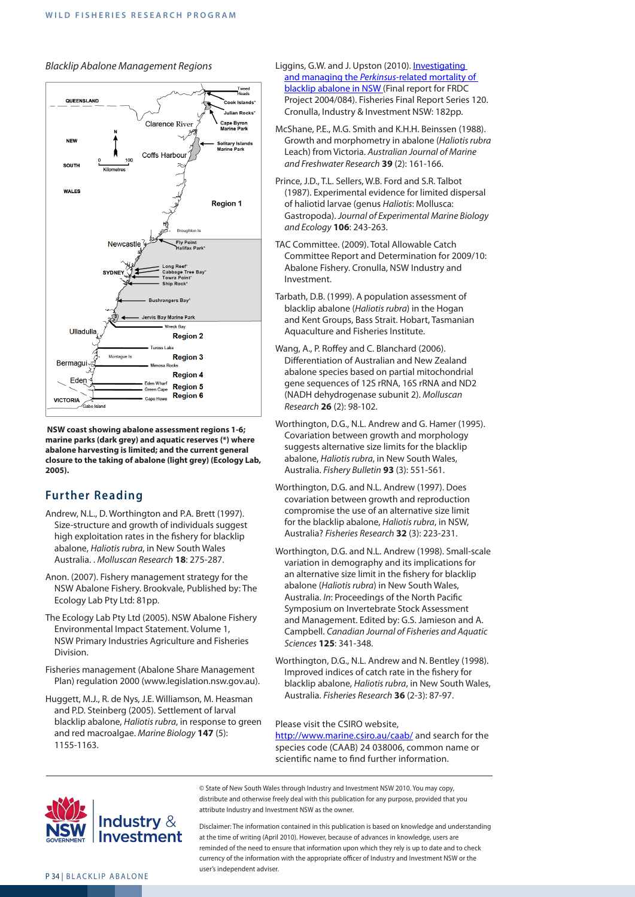*Blacklip Abalone Management Regions*

Tweed Heads
Cook Islands*
Julian Rocks*
Cape Byron Marine Park
Solitary Islands Marine Park
QUEENSLAND
Clarence River
N
NEW SOUTH WALES
0 100
Kilometres
Coffs Harbour
Region 1
Broughton Is
Newcastle
Fly Point Halifax Park*
SYDNEY
Long Reef*
Cabbage Tree Bay*
Towra Point*
Ship Rock*
Bushrangers Bay*
Jervis Bay Marine Park
Wreck Bay
Ulladulla
Region 2
Tuross Lake
Montague Is
Region 3
Bermagui
Mimosa Rocks
Region 4
Eden
Eden Wharf
Green Cape
Region 5
Cape Howe
Region 6
VICTORIA
Gabo Island

**NSW coast showing abalone assessment regions 1-6; marine parks (dark grey) and aquatic reserves (\*) where abalone harvesting is limited; and the current general closure to the taking of abalone (light grey) (Ecology Lab, 2005).**

## Further Reading

Andrew, N.L., D. Worthington and P.A. Brett (1997). Size-structure and growth of individuals suggest high exploitation rates in the fishery for blacklip abalone, *Haliotis rubra*, in New South Wales Australia. . *Molluscan Research* **18**: 275-287.

Anon. (2007). Fishery management strategy for the NSW Abalone Fishery. Brookvale, Published by: The Ecology Lab Pty Ltd: 81pp.

The Ecology Lab Pty Ltd (2005). NSW Abalone Fishery Environmental Impact Statement. Volume 1, NSW Primary Industries Agriculture and Fisheries Division.

Fisheries management (Abalone Share Management Plan) regulation 2000 (www.legislation.nsw.gov.au).

Huggett, M.J., R. de Nys, J.E. Williamson, M. Heasman and P.D. Steinberg (2005). Settlement of larval blacklip abalone, *Haliotis rubra*, in response to green and red macroalgae. *Marine Biology* **147** (5): 1155-1163.

Liggins, G.W. and J. Upston (2010). Investigating and managing the *Perkinsus*-related mortality of blacklip abalone in NSW (Final report for FRDC Project 2004/084). Fisheries Final Report Series 120. Cronulla, Industry & Investment NSW: 182pp.

McShane, P.E., M.G. Smith and K.H.H. Beinssen (1988). Growth and morphometry in abalone (*Haliotis rubra* Leach) from Victoria. *Australian Journal of Marine and Freshwater Research* **39** (2): 161-166.

Prince, J.D., T.L. Sellers, W.B. Ford and S.R. Talbot (1987). Experimental evidence for limited dispersal of haliotid larvae (genus *Haliotis*: Mollusca: Gastropoda). *Journal of Experimental Marine Biology and Ecology* **106**: 243-263.

TAC Committee. (2009). Total Allowable Catch Committee Report and Determination for 2009/10: Abalone Fishery. Cronulla, NSW Industry and Investment.

Tarbath, D.B. (1999). A population assessment of blacklip abalone (*Haliotis rubra*) in the Hogan and Kent Groups, Bass Strait. Hobart, Tasmanian Aquaculture and Fisheries Institute.

Wang, A., P. Roffey and C. Blanchard (2006). Differentiation of Australian and New Zealand abalone species based on partial mitochondrial gene sequences of 12S rRNA, 16S rRNA and ND2 (NADH dehydrogenase subunit 2). *Molluscan Research* **26** (2): 98-102.

Worthington, D.G., N.L. Andrew and G. Hamer (1995). Covariation between growth and morphology suggests alternative size limits for the blacklip abalone, *Haliotis rubra*, in New South Wales, Australia. *Fishery Bulletin* **93** (3): 551-561.

Worthington, D.G. and N.L. Andrew (1997). Does covariation between growth and reproduction compromise the use of an alternative size limit for the blacklip abalone, *Haliotis rubra*, in NSW, Australia? *Fisheries Research* **32** (3): 223-231.

Worthington, D.G. and N.L. Andrew (1998). Small-scale variation in demography and its implications for an alternative size limit in the fishery for blacklip abalone (*Haliotis rubra*) in New South Wales, Australia. *In*: Proceedings of the North Pacific Symposium on Invertebrate Stock Assessment and Management. Edited by: G.S. Jamieson and A. Campbell. *Canadian Journal of Fisheries and Aquatic Sciences* **125**: 341-348.

Worthington, D.G., N.L. Andrew and N. Bentley (1998). Improved indices of catch rate in the fishery for blacklip abalone, *Haliotis rubra*, in New South Wales, Australia. *Fisheries Research* **36** (2-3): 87-97.

Please visit the CSIRO website, http://www.marine.csiro.au/caab/ and search for the species code (CAAB) 24 038006, common name or scientific name to find further information.

© State of New South Wales through Industry and Investment NSW 2010. You may copy, distribute and otherwise freely deal with this publication for any purpose, provided that you attribute Industry and Investment NSW as the owner.

Disclaimer: The information contained in this publication is based on knowledge and understanding at the time of writing (April 2010). However, because of advances in knowledge, users are reminded of the need to ensure that information upon which they rely is up to date and to check currency of the information with the appropriate officer of Industry and Investment NSW or the user's independent adviser.